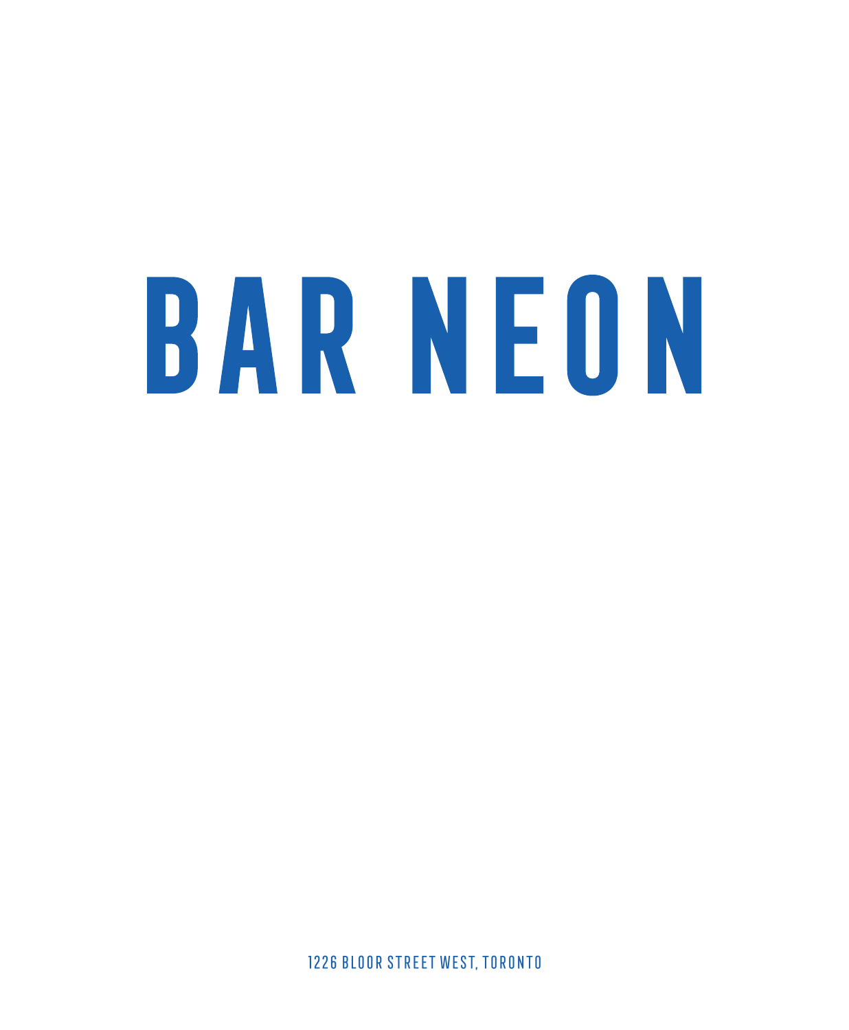# BAR NEON

1226 BLOOR STREET WEST, TORONTO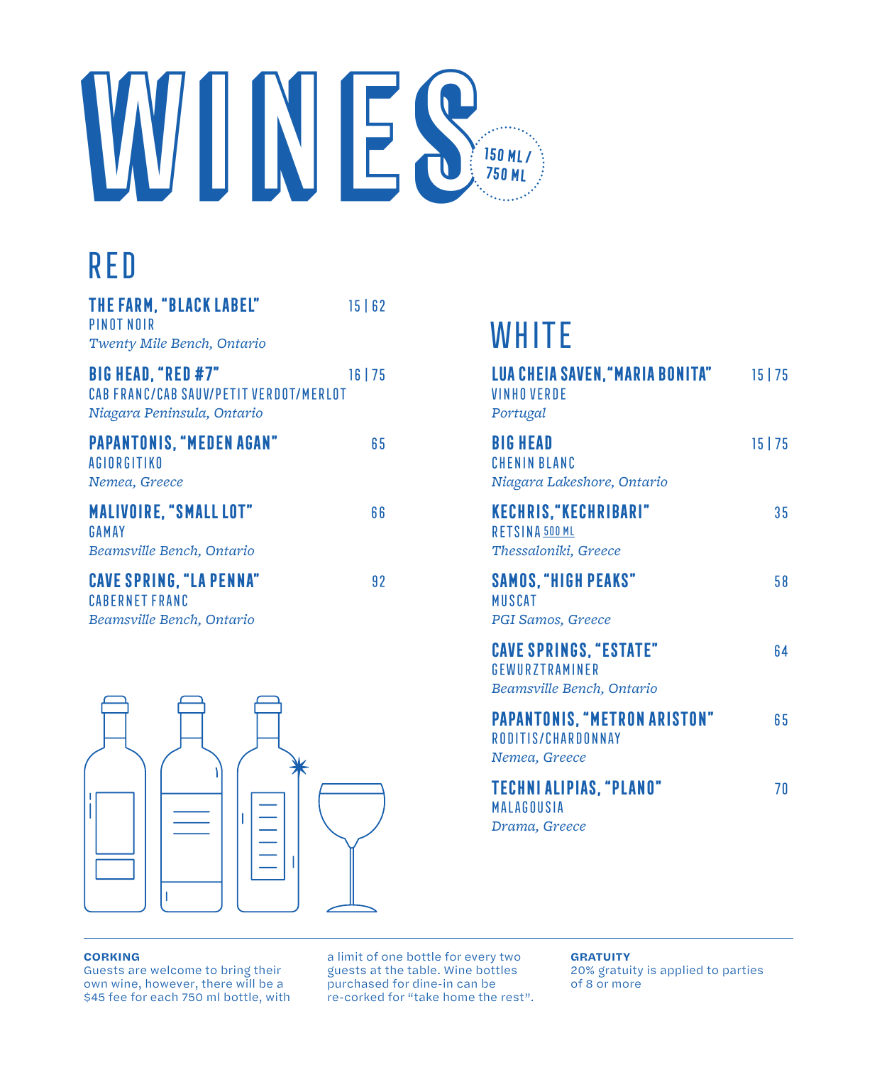# WINES

150 ML / 750 ML

## RED

**THE FARM, "BLACK LABEL"** 15 | 62
PINOT NOIR
*Twenty Mile Bench, Ontario*

**BIG HEAD, "RED #7"** 16 | 75
CAB FRANC/CAB SAUV/PETIT VERDOT/MERLOT
*Niagara Peninsula, Ontario*

**PAPANTONIS, "MEDEN AGAN"** 65
AGIORGITIKO
*Nemea, Greece*

**MALIVOIRE, "SMALL LOT"** 66
GAMAY
*Beamsville Bench, Ontario*

**CAVE SPRING, "LA PENNA"** 92
CABERNET FRANC
*Beamsville Bench, Ontario*

## WHITE

**LUA CHEIA SAVEN, "MARIA BONITA"** 15 | 75
VINHO VERDE
*Portugal*

**BIG HEAD** 15 | 75
CHENIN BLANC
*Niagara Lakeshore, Ontario*

**KECHRIS, "KECHRIBARI"** 35
RETSINA 500 ML
*Thessaloniki, Greece*

**SAMOS, "HIGH PEAKS"** 58
MUSCAT
*PGI Samos, Greece*

**CAVE SPRINGS, "ESTATE"** 64
GEWURZTRAMINER
*Beamsville Bench, Ontario*

**PAPANTONIS, "METRON ARISTON"** 65
RODITIS/CHARDONNAY
*Nemea, Greece*

**TECHNI ALIPIAS, "PLANO"** 70
MALAGOUSIA
*Drama, Greece*

---

**CORKING**
Guests are welcome to bring their own wine, however, there will be a $45 fee for each 750 ml bottle, with a limit of one bottle for every two guests at the table. Wine bottles purchased for dine-in can be re-corked for "take home the rest".

**GRATUITY**
20% gratuity is applied to parties of 8 or more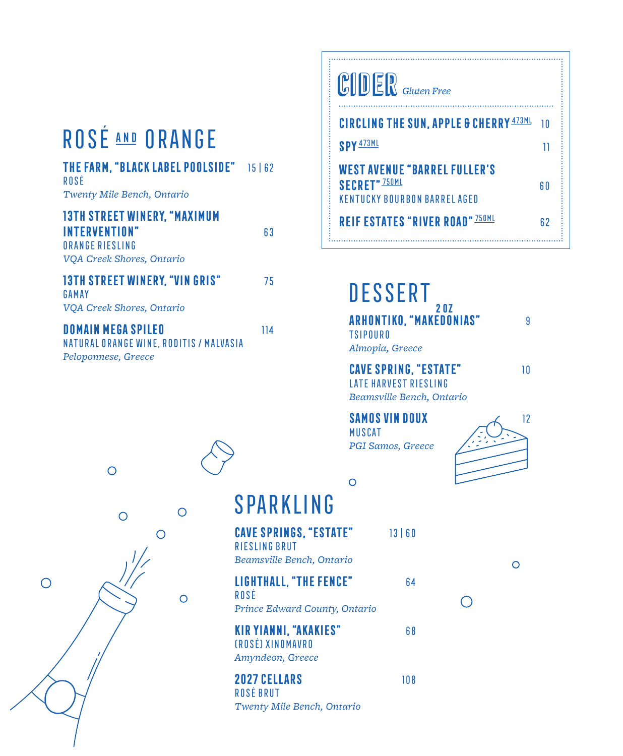## ROSÉ AND ORANGE

**THE FARM, "BLACK LABEL POOLSIDE"** 15 | 62
ROSÉ
*Twenty Mile Bench, Ontario*

**13TH STREET WINERY, "MAXIMUM INTERVENTION"** 63
ORANGE RIESLING
*VQA Creek Shores, Ontario*

**13TH STREET WINERY, "VIN GRIS"** 75
GAMAY
*VQA Creek Shores, Ontario*

**DOMAIN MEGA SPILEO** 114
NATURAL ORANGE WINE, RODITIS / MALVASIA
*Peloponnese, Greece*

## CIDER *Gluten Free*

**CIRCLING THE SUN, APPLE & CHERRY** 473ML 10

**SPY** 473ML 11

**WEST AVENUE "BARREL FULLER'S SECRET"** 750ML 60
KENTUCKY BOURBON BARREL AGED

**REIF ESTATES "RIVER ROAD"** 750ML 62

## DESSERT

2 OZ

**ARHONTIKO, "MAKEDONIAS"** 9
TSIPOURO
*Almopia, Greece*

**CAVE SPRING, "ESTATE"** 10
LATE HARVEST RIESLING
*Beamsville Bench, Ontario*

**SAMOS VIN DOUX** 12
MUSCAT
*PGI Samos, Greece*

## SPARKLING

**CAVE SPRINGS, "ESTATE"** 13 | 60
RIESLING BRUT
*Beamsville Bench, Ontario*

**LIGHTHALL, "THE FENCE"** 64
ROSÉ
*Prince Edward County, Ontario*

**KIR YIANNI, "AKAKIES"** 68
(ROSÉ) XINOMAVRO
*Amyndeon, Greece*

**2027 CELLARS** 108
ROSÉ BRUT
*Twenty Mile Bench, Ontario*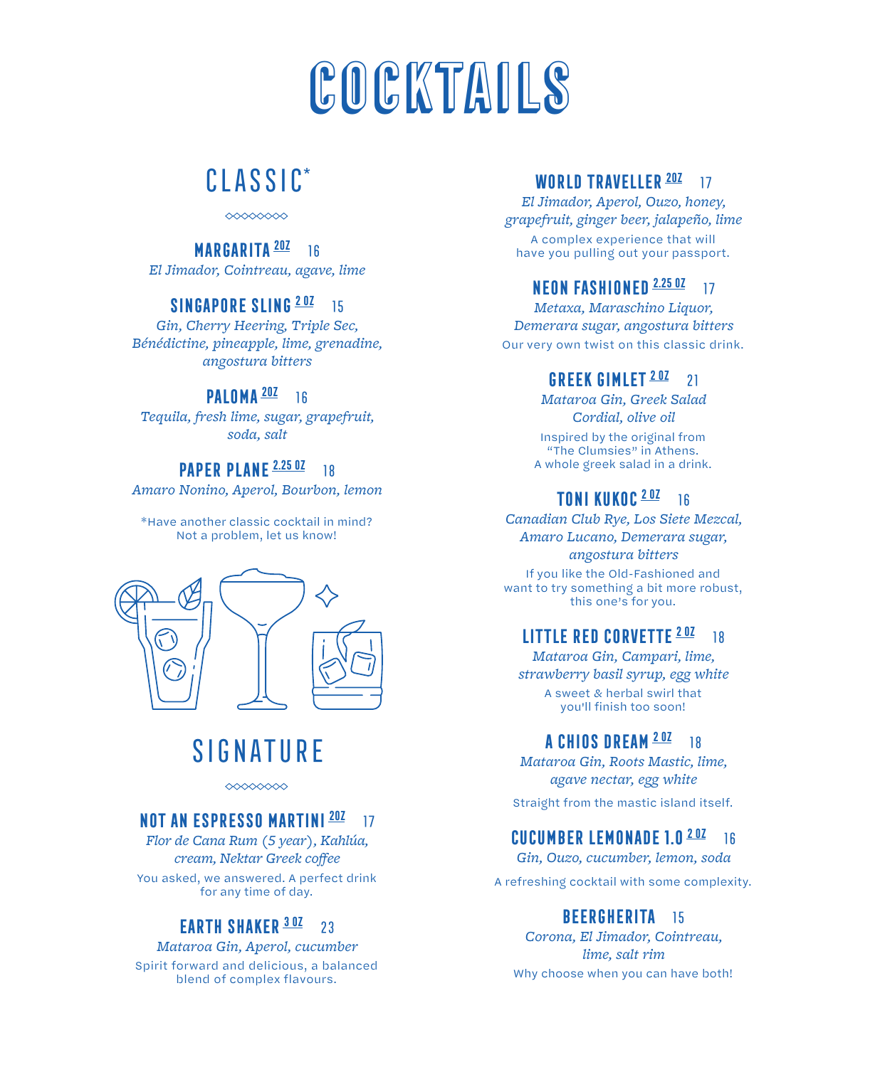# COCKTAILS

## CLASSIC*

### MARGARITA 2OZ 16
*El Jimador, Cointreau, agave, lime*

### SINGAPORE SLING 2 OZ 15
*Gin, Cherry Heering, Triple Sec, Bénédictine, pineapple, lime, grenadine, angostura bitters*

### PALOMA 2OZ 16
*Tequila, fresh lime, sugar, grapefruit, soda, salt*

### PAPER PLANE 2.25 OZ 18
*Amaro Nonino, Aperol, Bourbon, lemon*

*Have another classic cocktail in mind? Not a problem, let us know!

## SIGNATURE

### NOT AN ESPRESSO MARTINI 2OZ 17
*Flor de Cana Rum (5 year), Kahlúa, cream, Nektar Greek coffee*

You asked, we answered. A perfect drink for any time of day.

### EARTH SHAKER 3 OZ 23
*Mataroa Gin, Aperol, cucumber*

Spirit forward and delicious, a balanced blend of complex flavours.

### WORLD TRAVELLER 2OZ 17
*El Jimador, Aperol, Ouzo, honey, grapefruit, ginger beer, jalapeño, lime*

A complex experience that will have you pulling out your passport.

### NEON FASHIONED 2.25 OZ 17
*Metaxa, Maraschino Liquor, Demerara sugar, angostura bitters*

Our very own twist on this classic drink.

### GREEK GIMLET 2 OZ 21
*Mataroa Gin, Greek Salad Cordial, olive oil*

Inspired by the original from "The Clumsies" in Athens. A whole greek salad in a drink.

### TONI KUKOC 2 OZ 16
*Canadian Club Rye, Los Siete Mezcal, Amaro Lucano, Demerara sugar, angostura bitters*

If you like the Old-Fashioned and want to try something a bit more robust, this one's for you.

### LITTLE RED CORVETTE 2 OZ 18
*Mataroa Gin, Campari, lime, strawberry basil syrup, egg white*

A sweet & herbal swirl that you'll finish too soon!

### A CHIOS DREAM 2 OZ 18
*Mataroa Gin, Roots Mastic, lime, agave nectar, egg white*

Straight from the mastic island itself.

### CUCUMBER LEMONADE 1.0 2 OZ 16
*Gin, Ouzo, cucumber, lemon, soda*

A refreshing cocktail with some complexity.

### BEERGHERITA 15
*Corona, El Jimador, Cointreau, lime, salt rim*

Why choose when you can have both!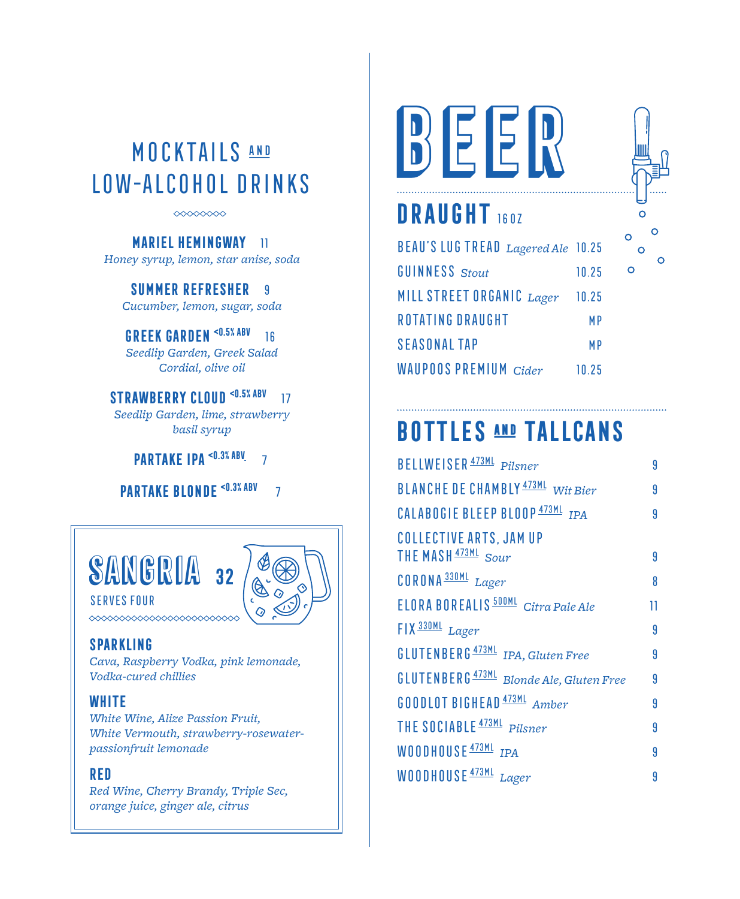# MOCKTAILS AND LOW-ALCOHOL DRINKS

◇◇◇◇◇◇◇◇

**MARIEL HEMINGWAY** 11
*Honey syrup, lemon, star anise, soda*

**SUMMER REFRESHER** 9
*Cucumber, lemon, sugar, soda*

**GREEK GARDEN** <0.5% ABV 16
*Seedlip Garden, Greek Salad Cordial, olive oil*

**STRAWBERRY CLOUD** <0.5% ABV 17
*Seedlip Garden, lime, strawberry basil syrup*

**PARTAKE IPA** <0.3% ABV 7

**PARTAKE BLONDE** <0.3% ABV 7

## SANGRIA 32

SERVES FOUR

◇◇◇◇◇◇◇◇◇◇◇◇◇◇◇◇◇◇◇◇◇◇◇◇◇

**SPARKLING**
*Cava, Raspberry Vodka, pink lemonade, Vodka-cured chillies*

**WHITE**
*White Wine, Alize Passion Fruit, White Vermouth, strawberry-rosewater-passionfruit lemonade*

**RED**
*Red Wine, Cherry Brandy, Triple Sec, orange juice, ginger ale, citrus*

# BEER

## DRAUGHT 16OZ

| Beer | Price |
|---|---|
| BEAU'S LUG TREAD *Lagered Ale* | 10.25 |
| GUINNESS *Stout* | 10.25 |
| MILL STREET ORGANIC *Lager* | 10.25 |
| ROTATING DRAUGHT | MP |
| SEASONAL TAP | MP |
| WAUPOOS PREMIUM *Cider* | 10.25 |

## BOTTLES AND TALLCANS

| Beer | Price |
|---|---|
| BELLWEISER 473ML *Pilsner* | 9 |
| BLANCHE DE CHAMBLY 473ML *Wit Bier* | 9 |
| CALABOGIE BLEEP BLOOP 473ML *IPA* | 9 |
| COLLECTIVE ARTS, JAM UP THE MASH 473ML *Sour* | 9 |
| CORONA 330ML *Lager* | 8 |
| ELORA BOREALIS 500ML *Citra Pale Ale* | 11 |
| FIX 330ML *Lager* | 9 |
| GLUTENBERG 473ML *IPA, Gluten Free* | 9 |
| GLUTENBERG 473ML *Blonde Ale, Gluten Free* | 9 |
| GOODLOT BIGHEAD 473ML *Amber* | 9 |
| THE SOCIABLE 473ML *Pilsner* | 9 |
| WOODHOUSE 473ML *IPA* | 9 |
| WOODHOUSE 473ML *Lager* | 9 |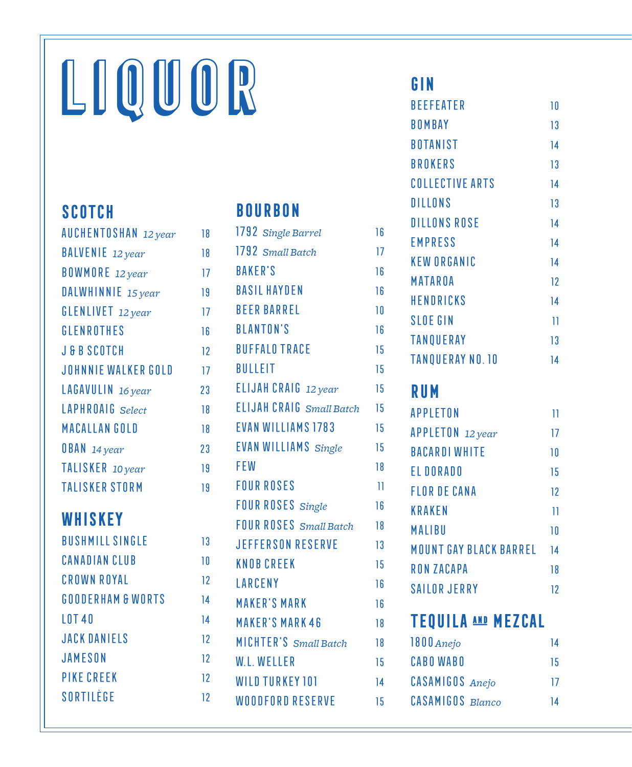# LIQUOR

## SCOTCH

| Item | Price |
|---|---|
| AUCHENTOSHAN *12 year* | 18 |
| BALVENIE *12 year* | 18 |
| BOWMORE *12 year* | 17 |
| DALWHINNIE *15 year* | 19 |
| GLENLIVET *12 year* | 17 |
| GLENROTHES | 16 |
| J & B SCOTCH | 12 |
| JOHNNIE WALKER GOLD | 17 |
| LAGAVULIN *16 year* | 23 |
| LAPHROAIG *Select* | 18 |
| MACALLAN GOLD | 18 |
| OBAN *14 year* | 23 |
| TALISKER *10 year* | 19 |
| TALISKER STORM | 19 |

## WHISKEY

| Item | Price |
|---|---|
| BUSHMILL SINGLE | 13 |
| CANADIAN CLUB | 10 |
| CROWN ROYAL | 12 |
| GOODERHAM & WORTS | 14 |
| LOT 40 | 14 |
| JACK DANIELS | 12 |
| JAMESON | 12 |
| PIKE CREEK | 12 |
| SORTILÈGE | 12 |

## BOURBON

| Item | Price |
|---|---|
| 1792 *Single Barrel* | 16 |
| 1792 *Small Batch* | 17 |
| BAKER'S | 16 |
| BASIL HAYDEN | 16 |
| BEER BARREL | 10 |
| BLANTON'S | 16 |
| BUFFALO TRACE | 15 |
| BULLEIT | 15 |
| ELIJAH CRAIG *12 year* | 15 |
| ELIJAH CRAIG *Small Batch* | 15 |
| EVAN WILLIAMS 1783 | 15 |
| EVAN WILLIAMS *Single* | 15 |
| FEW | 18 |
| FOUR ROSES | 11 |
| FOUR ROSES *Single* | 16 |
| FOUR ROSES *Small Batch* | 18 |
| JEFFERSON RESERVE | 13 |
| KNOB CREEK | 15 |
| LARCENY | 16 |
| MAKER'S MARK | 16 |
| MAKER'S MARK 46 | 18 |
| MICHTER'S *Small Batch* | 18 |
| W.L. WELLER | 15 |
| WILD TURKEY 101 | 14 |
| WOODFORD RESERVE | 15 |

## GIN

| Item | Price |
|---|---|
| BEEFEATER | 10 |
| BOMBAY | 13 |
| BOTANIST | 14 |
| BROKERS | 13 |
| COLLECTIVE ARTS | 14 |
| DILLONS | 13 |
| DILLONS ROSE | 14 |
| EMPRESS | 14 |
| KEW ORGANIC | 14 |
| MATAROA | 12 |
| HENDRICKS | 14 |
| SLOE GIN | 11 |
| TANQUERAY | 13 |
| TANQUERAY NO. 10 | 14 |

## RUM

| Item | Price |
|---|---|
| APPLETON | 11 |
| APPLETON *12 year* | 17 |
| BACARDI WHITE | 10 |
| EL DORADO | 15 |
| FLOR DE CANA | 12 |
| KRAKEN | 11 |
| MALIBU | 10 |
| MOUNT GAY BLACK BARREL | 14 |
| RON ZACAPA | 18 |
| SAILOR JERRY | 12 |

## TEQUILA AND MEZCAL

| Item | Price |
|---|---|
| 1800 *Anejo* | 14 |
| CABO WABO | 15 |
| CASAMIGOS *Anejo* | 17 |
| CASAMIGOS *Blanco* | 14 |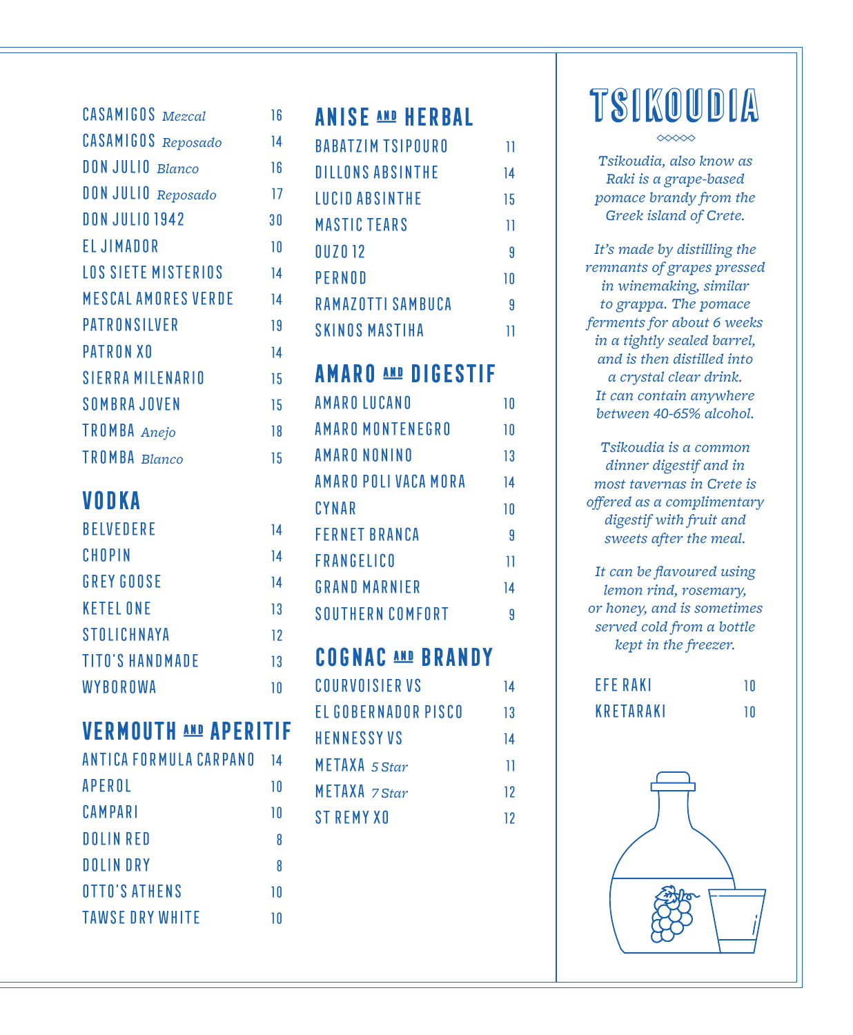| | |
|---|---|
| CASAMIGOS *Mezcal* | 16 |
| CASAMIGOS *Reposado* | 14 |
| DON JULIO *Blanco* | 16 |
| DON JULIO *Reposado* | 17 |
| DON JULIO 1942 | 30 |
| EL JIMADOR | 10 |
| LOS SIETE MISTERIOS | 14 |
| MESCAL AMORES VERDE | 14 |
| PATRONSILVER | 19 |
| PATRON XO | 14 |
| SIERRA MILENARIO | 15 |
| SOMBRA JOVEN | 15 |
| TROMBA *Anejo* | 18 |
| TROMBA *Blanco* | 15 |

## VODKA

| | |
|---|---|
| BELVEDERE | 14 |
| CHOPIN | 14 |
| GREY GOOSE | 14 |
| KETEL ONE | 13 |
| STOLICHNAYA | 12 |
| TITO'S HANDMADE | 13 |
| WYBOROWA | 10 |

## VERMOUTH AND APERITIF

| | |
|---|---|
| ANTICA FORMULA CARPANO | 14 |
| APEROL | 10 |
| CAMPARI | 10 |
| DOLIN RED | 8 |
| DOLIN DRY | 8 |
| OTTO'S ATHENS | 10 |
| TAWSE DRY WHITE | 10 |

## ANISE AND HERBAL

| | |
|---|---|
| BABATZIM TSIPOURO | 11 |
| DILLONS ABSINTHE | 14 |
| LUCID ABSINTHE | 15 |
| MASTIC TEARS | 11 |
| OUZO 12 | 9 |
| PERNOD | 10 |
| RAMAZOTTI SAMBUCA | 9 |
| SKINOS MASTIHA | 11 |

## AMARO AND DIGESTIF

| | |
|---|---|
| AMARO LUCANO | 10 |
| AMARO MONTENEGRO | 10 |
| AMARO NONINO | 13 |
| AMARO POLI VACA MORA | 14 |
| CYNAR | 10 |
| FERNET BRANCA | 9 |
| FRANGELICO | 11 |
| GRAND MARNIER | 14 |
| SOUTHERN COMFORT | 9 |

## COGNAC AND BRANDY

| | |
|---|---|
| COURVOISIER VS | 14 |
| EL GOBERNADOR PISCO | 13 |
| HENNESSY VS | 14 |
| METAXA *5 Star* | 11 |
| METAXA *7 Star* | 12 |
| ST REMY XO | 12 |

# TSIKOUDIA

*Tsikoudia, also know as Raki is a grape-based pomace brandy from the Greek island of Crete.*

*It's made by distilling the remnants of grapes pressed in winemaking, similar to grappa. The pomace ferments for about 6 weeks in a tightly sealed barrel, and is then distilled into a crystal clear drink. It can contain anywhere between 40-65% alcohol.*

*Tsikoudia is a common dinner digestif and in most tavernas in Crete is offered as a complimentary digestif with fruit and sweets after the meal.*

*It can be flavoured using lemon rind, rosemary, or honey, and is sometimes served cold from a bottle kept in the freezer.*

| | |
|---|---|
| EFE RAKI | 10 |
| KRETARAKI | 10 |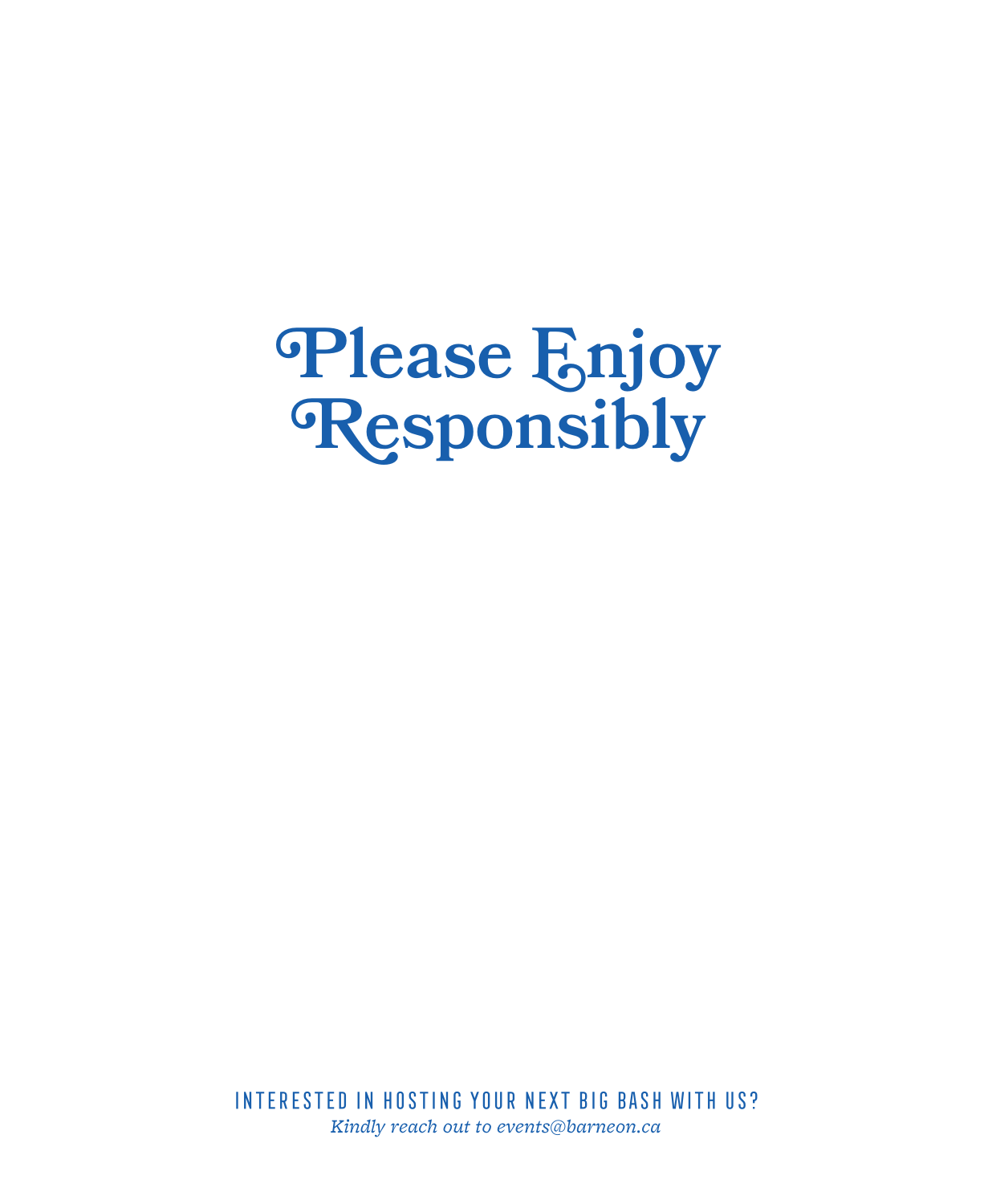# Please Enjoy Responsibly

INTERESTED IN HOSTING YOUR NEXT BIG BASH WITH US?

*Kindly reach out to events@barneon.ca*